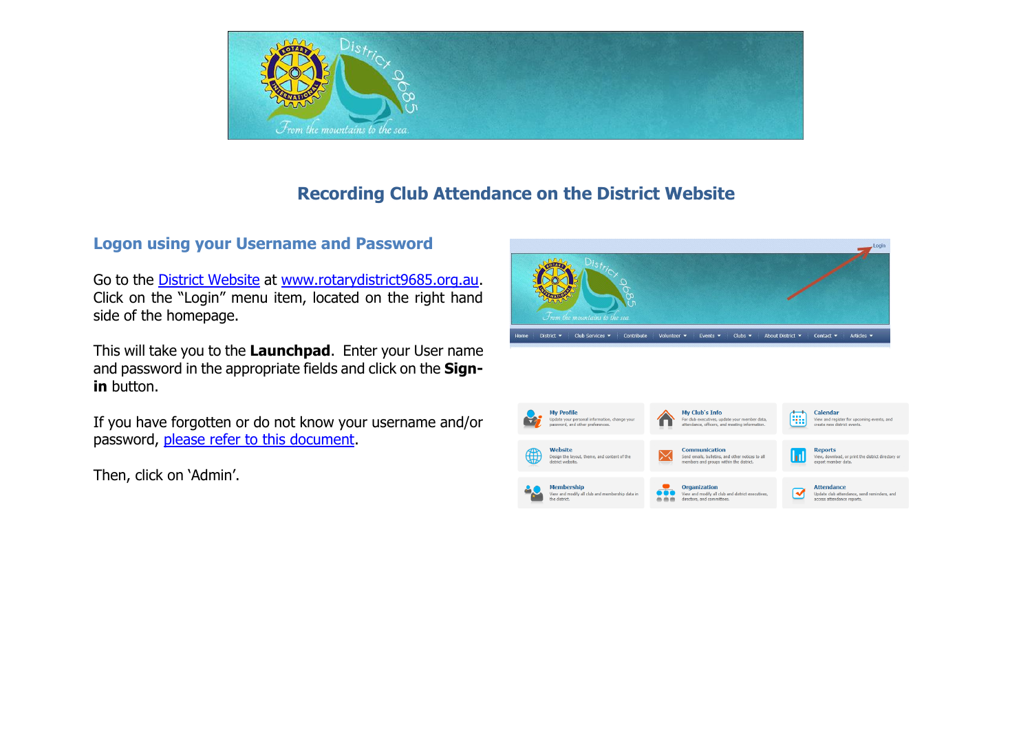# Recording Club Attendance on the District Website

## Logon using your Username and Password

Go to the District Website at www.rotarydistrict9685.org.au. Click on the "Login" menu item, located on the right hand side of the homepage.

This will take you to the **Launchpad**. Enter your User name and password in the appropriate fields and click on the **Sign-in** button.

If you have forgotten or do not know your username and/or password, please refer to this document.

Then, click on 'Admin'.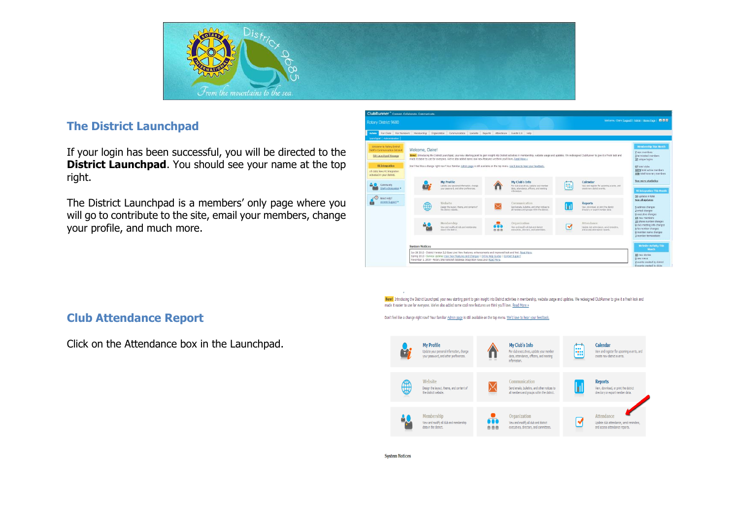## The District Launchpad

If your login has been successful, you will be directed to the **District Launchpad**. You should see your name at the top right.

The District Launchpad is a members' only page where you will go to contribute to the site, email your members, change your profile, and much more.

## Club Attendance Report

Click on the Attendance box in the Launchpad.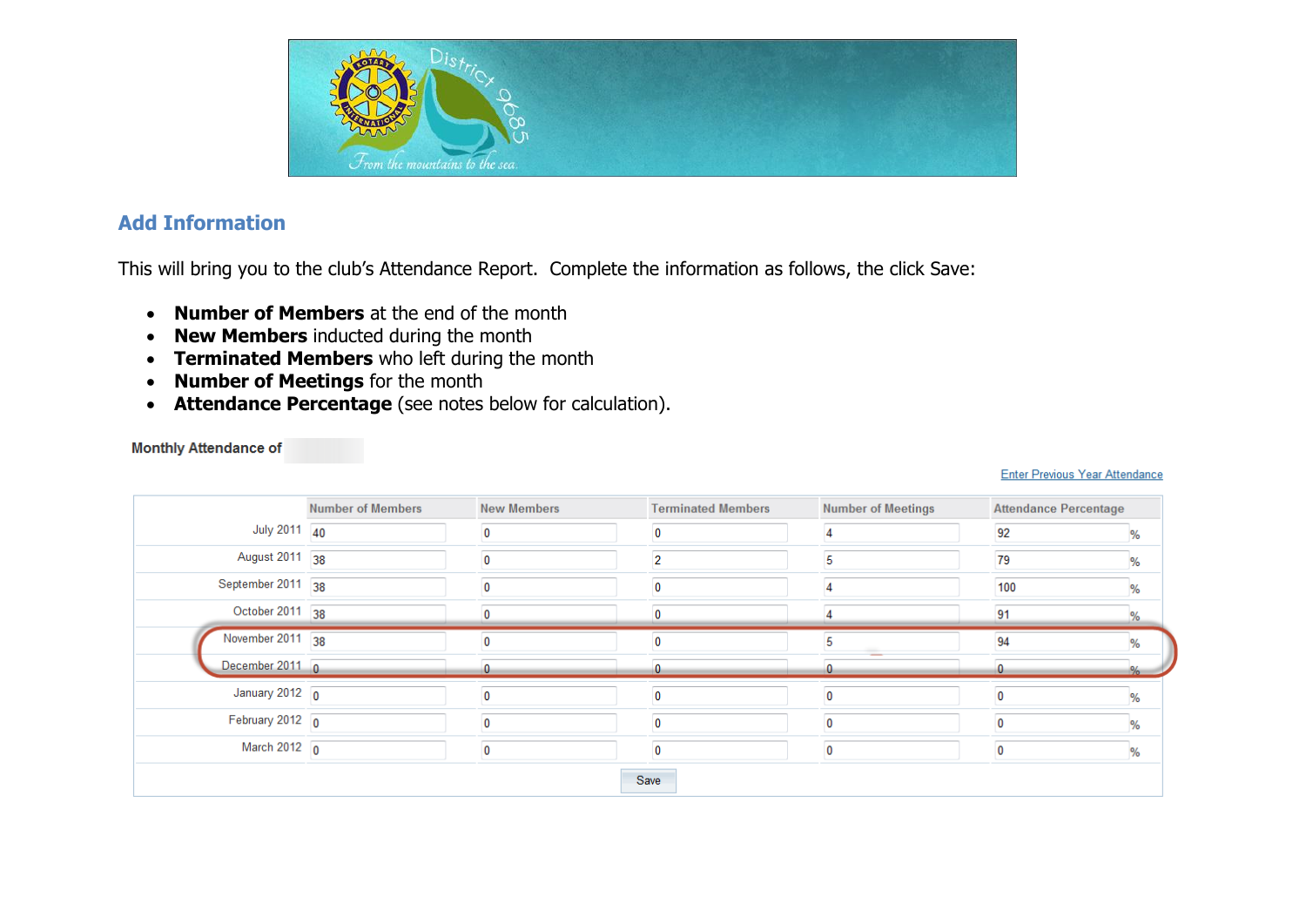## Add Information

This will bring you to the club's Attendance Report. Complete the information as follows, the click Save:

- **Number of Members** at the end of the month
- **New Members** inducted during the month
- **Terminated Members** who left during the month
- **Number of Meetings** for the month
- **Attendance Percentage** (see notes below for calculation).

**Monthly Attendance of**

Enter Previous Year Attendance

| | Number of Members | New Members | Terminated Members | Number of Meetings | Attendance Percentage |
|---|---|---|---|---|---|
| July 2011 | 40 | 0 | 0 | 4 | 92 % |
| August 2011 | 38 | 0 | 2 | 5 | 79 % |
| September 2011 | 38 | 0 | 0 | 4 | 100 % |
| October 2011 | 38 | 0 | 0 | 4 | 91 % |
| November 2011 | 38 | 0 | 0 | 5 | 94 % |
| December 2011 | 0 | 0 | 0 | 0 | 0 % |
| January 2012 | 0 | 0 | 0 | 0 | 0 % |
| February 2012 | 0 | 0 | 0 | 0 | 0 % |
| March 2012 | 0 | 0 | 0 | 0 | 0 % |

Save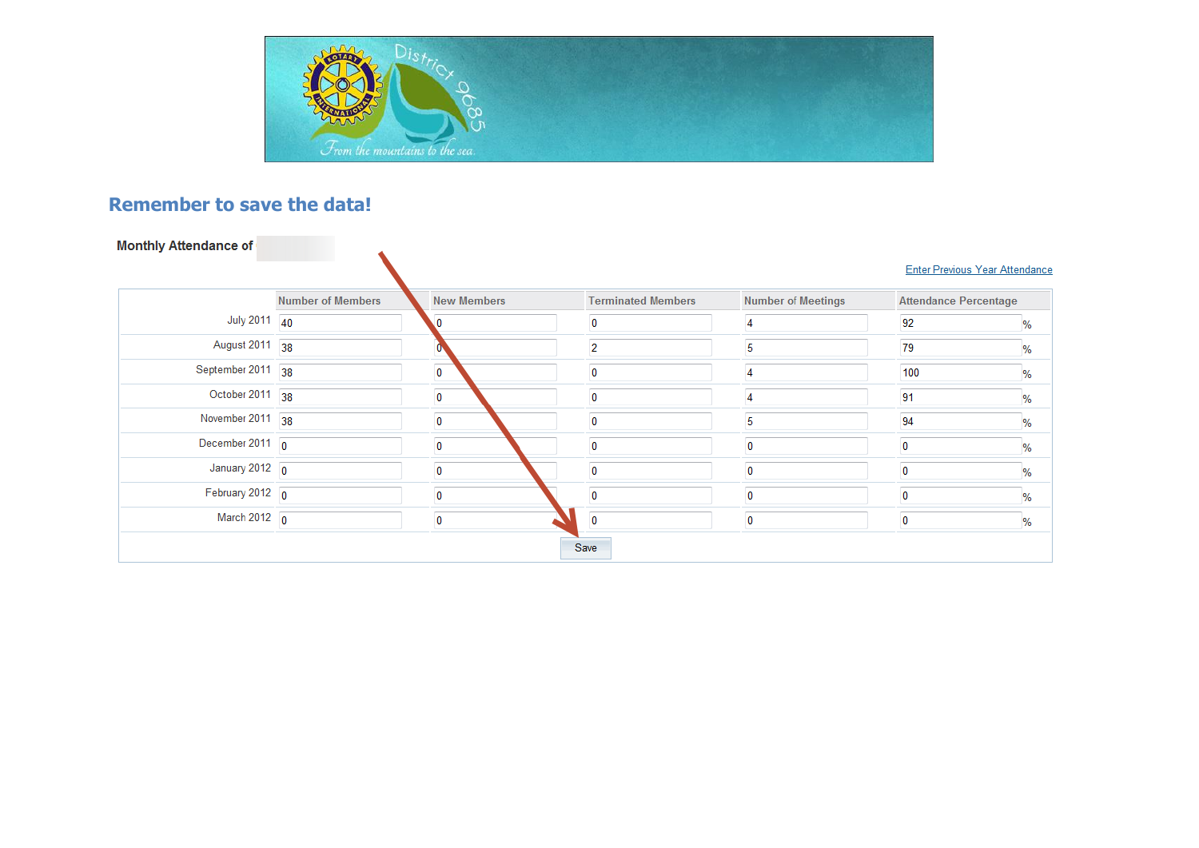District 9685

From the mountains to the sea.

## Remember to save the data!

**Monthly Attendance of**

Enter Previous Year Attendance

| | Number of Members | New Members | Terminated Members | Number of Meetings | Attendance Percentage |
|---|---|---|---|---|---|
| July 2011 | 40 | 0 | 0 | 4 | 92 % |
| August 2011 | 38 | 0 | 2 | 5 | 79 % |
| September 2011 | 38 | 0 | 0 | 4 | 100 % |
| October 2011 | 38 | 0 | 0 | 4 | 91 % |
| November 2011 | 38 | 0 | 0 | 5 | 94 % |
| December 2011 | 0 | 0 | 0 | 0 | 0 % |
| January 2012 | 0 | 0 | 0 | 0 | 0 % |
| February 2012 | 0 | 0 | 0 | 0 | 0 % |
| March 2012 | 0 | 0 | 0 | 0 | 0 % |

Save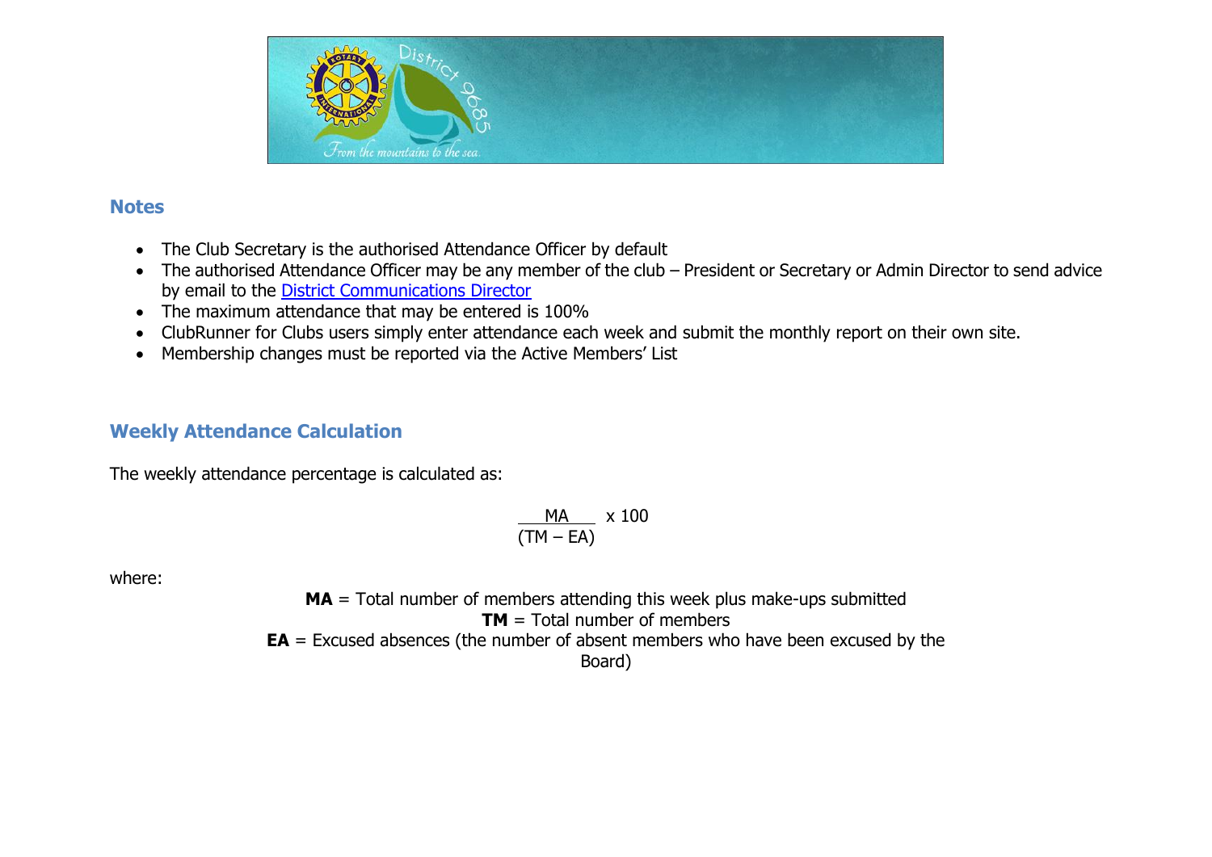## Notes

- The Club Secretary is the authorised Attendance Officer by default
- The authorised Attendance Officer may be any member of the club – President or Secretary or Admin Director to send advice by email to the District Communications Director
- The maximum attendance that may be entered is 100%
- ClubRunner for Clubs users simply enter attendance each week and submit the monthly report on their own site.
- Membership changes must be reported via the Active Members' List

## Weekly Attendance Calculation

The weekly attendance percentage is calculated as:

$$\frac{MA}{(TM - EA)} \times 100$$

where:

**MA** = Total number of members attending this week plus make-ups submitted

**TM** = Total number of members

**EA** = Excused absences (the number of absent members who have been excused by the Board)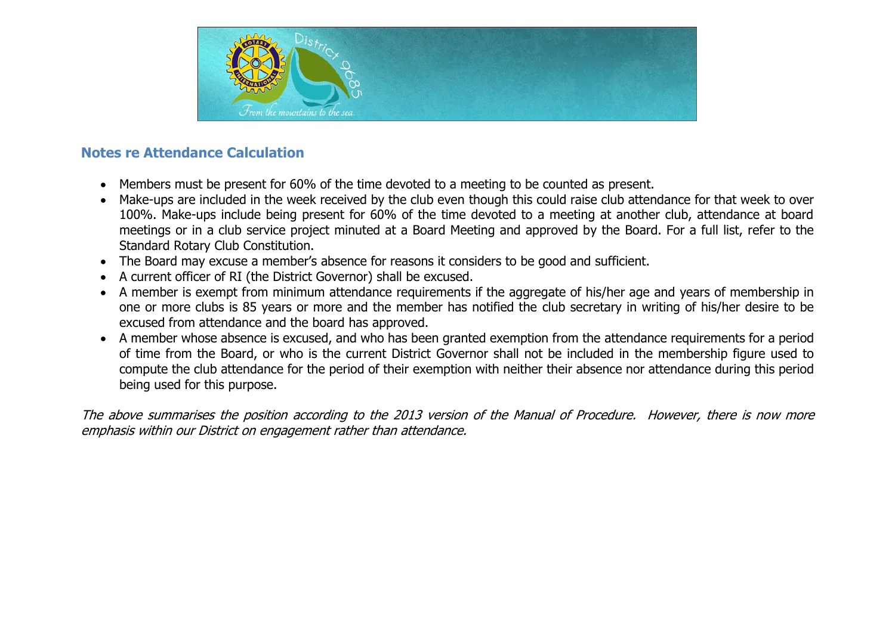## Notes re Attendance Calculation

- Members must be present for 60% of the time devoted to a meeting to be counted as present.
- Make-ups are included in the week received by the club even though this could raise club attendance for that week to over 100%. Make-ups include being present for 60% of the time devoted to a meeting at another club, attendance at board meetings or in a club service project minuted at a Board Meeting and approved by the Board. For a full list, refer to the Standard Rotary Club Constitution.
- The Board may excuse a member's absence for reasons it considers to be good and sufficient.
- A current officer of RI (the District Governor) shall be excused.
- A member is exempt from minimum attendance requirements if the aggregate of his/her age and years of membership in one or more clubs is 85 years or more and the member has notified the club secretary in writing of his/her desire to be excused from attendance and the board has approved.
- A member whose absence is excused, and who has been granted exemption from the attendance requirements for a period of time from the Board, or who is the current District Governor shall not be included in the membership figure used to compute the club attendance for the period of their exemption with neither their absence nor attendance during this period being used for this purpose.

*The above summarises the position according to the 2013 version of the Manual of Procedure. However, there is now more emphasis within our District on engagement rather than attendance.*